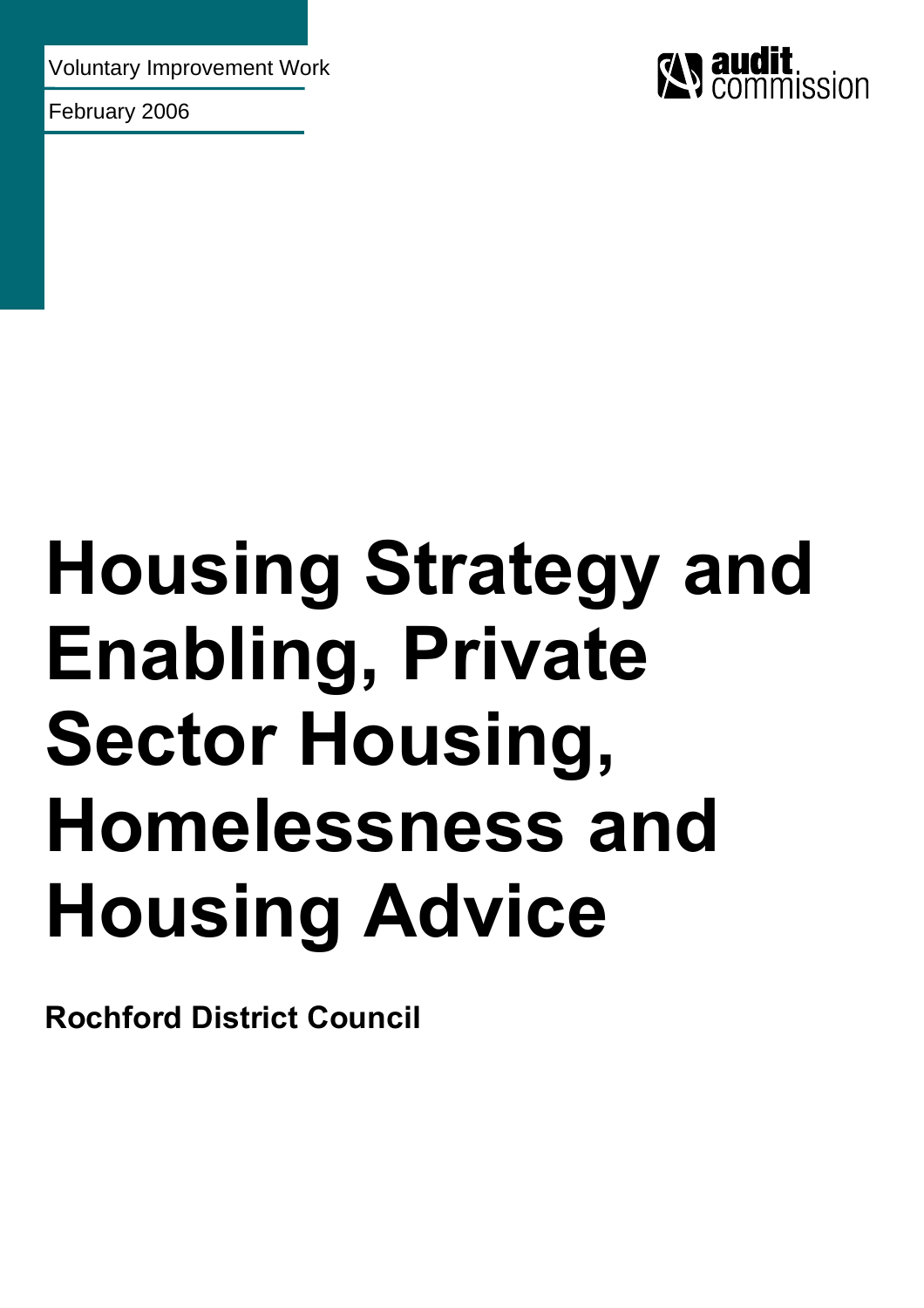Voluntary Improvement Work

February 2006

audit commission

# Housing Strategy and Enabling, Private Sector Housing, Homelessness and Housing Advice

**Rochford District Council**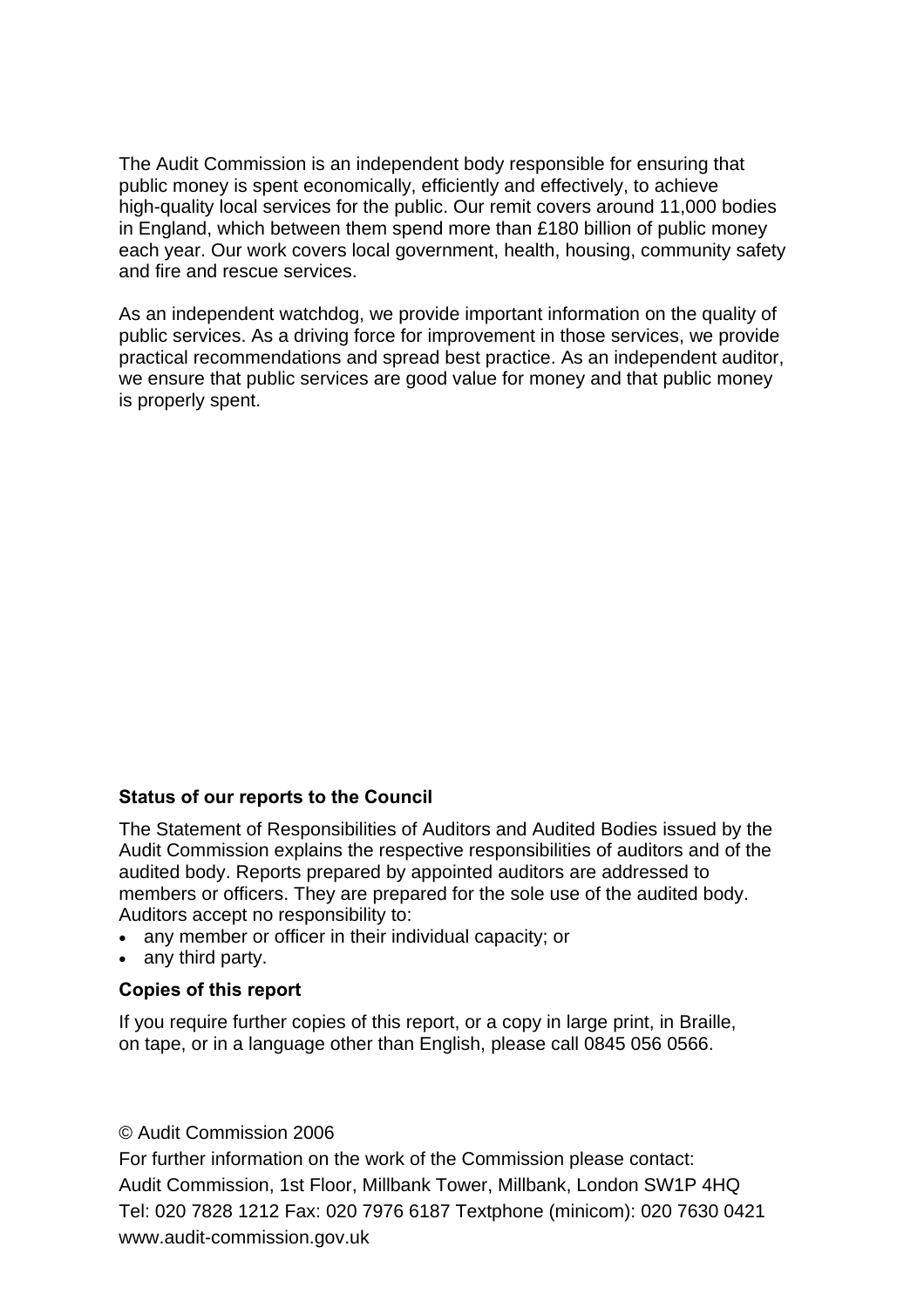The Audit Commission is an independent body responsible for ensuring that public money is spent economically, efficiently and effectively, to achieve high-quality local services for the public. Our remit covers around 11,000 bodies in England, which between them spend more than £180 billion of public money each year. Our work covers local government, health, housing, community safety and fire and rescue services.

As an independent watchdog, we provide important information on the quality of public services. As a driving force for improvement in those services, we provide practical recommendations and spread best practice. As an independent auditor, we ensure that public services are good value for money and that public money is properly spent.

**Status of our reports to the Council**

The Statement of Responsibilities of Auditors and Audited Bodies issued by the Audit Commission explains the respective responsibilities of auditors and of the audited body. Reports prepared by appointed auditors are addressed to members or officers. They are prepared for the sole use of the audited body. Auditors accept no responsibility to:

- any member or officer in their individual capacity; or
- any third party.

**Copies of this report**

If you require further copies of this report, or a copy in large print, in Braille, on tape, or in a language other than English, please call 0845 056 0566.

© Audit Commission 2006

For further information on the work of the Commission please contact:

Audit Commission, 1st Floor, Millbank Tower, Millbank, London SW1P 4HQ

Tel: 020 7828 1212 Fax: 020 7976 6187 Textphone (minicom): 020 7630 0421

www.audit-commission.gov.uk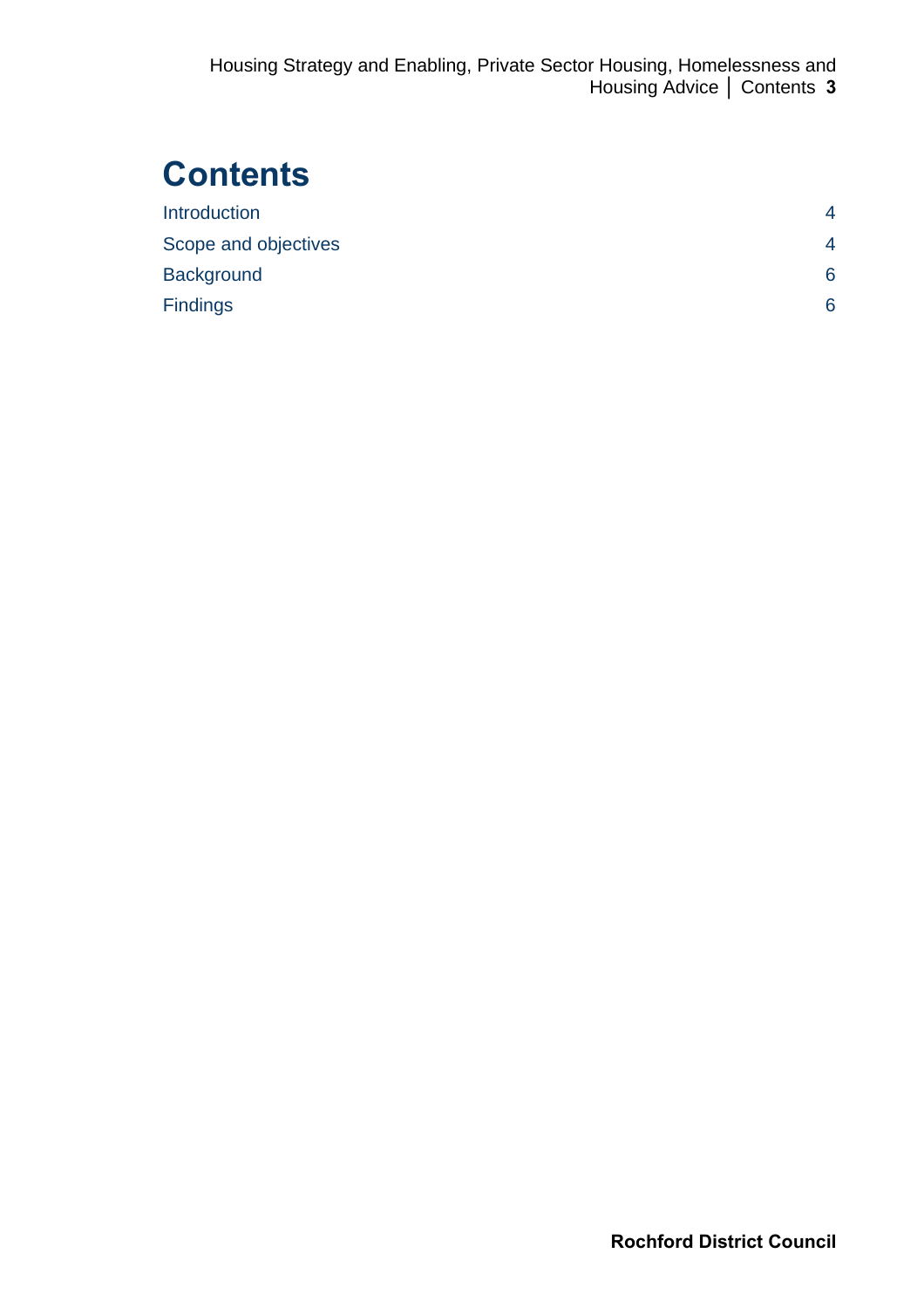# Contents

| | |
|---|---|
| Introduction | 4 |
| Scope and objectives | 4 |
| Background | 6 |
| Findings | 6 |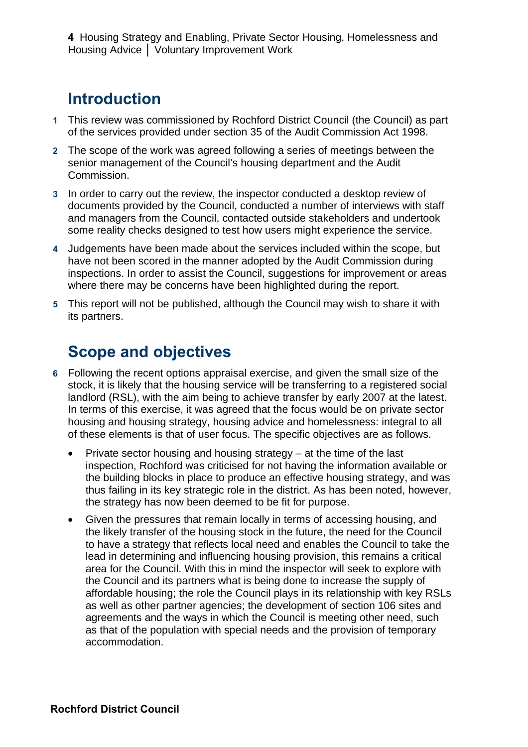## Introduction

1 This review was commissioned by Rochford District Council (the Council) as part of the services provided under section 35 of the Audit Commission Act 1998.

2 The scope of the work was agreed following a series of meetings between the senior management of the Council's housing department and the Audit Commission.

3 In order to carry out the review, the inspector conducted a desktop review of documents provided by the Council, conducted a number of interviews with staff and managers from the Council, contacted outside stakeholders and undertook some reality checks designed to test how users might experience the service.

4 Judgements have been made about the services included within the scope, but have not been scored in the manner adopted by the Audit Commission during inspections. In order to assist the Council, suggestions for improvement or areas where there may be concerns have been highlighted during the report.

5 This report will not be published, although the Council may wish to share it with its partners.

## Scope and objectives

6 Following the recent options appraisal exercise, and given the small size of the stock, it is likely that the housing service will be transferring to a registered social landlord (RSL), with the aim being to achieve transfer by early 2007 at the latest. In terms of this exercise, it was agreed that the focus would be on private sector housing and housing strategy, housing advice and homelessness: integral to all of these elements is that of user focus. The specific objectives are as follows.

- Private sector housing and housing strategy – at the time of the last inspection, Rochford was criticised for not having the information available or the building blocks in place to produce an effective housing strategy, and was thus failing in its key strategic role in the district. As has been noted, however, the strategy has now been deemed to be fit for purpose.
- Given the pressures that remain locally in terms of accessing housing, and the likely transfer of the housing stock in the future, the need for the Council to have a strategy that reflects local need and enables the Council to take the lead in determining and influencing housing provision, this remains a critical area for the Council. With this in mind the inspector will seek to explore with the Council and its partners what is being done to increase the supply of affordable housing; the role the Council plays in its relationship with key RSLs as well as other partner agencies; the development of section 106 sites and agreements and the ways in which the Council is meeting other need, such as that of the population with special needs and the provision of temporary accommodation.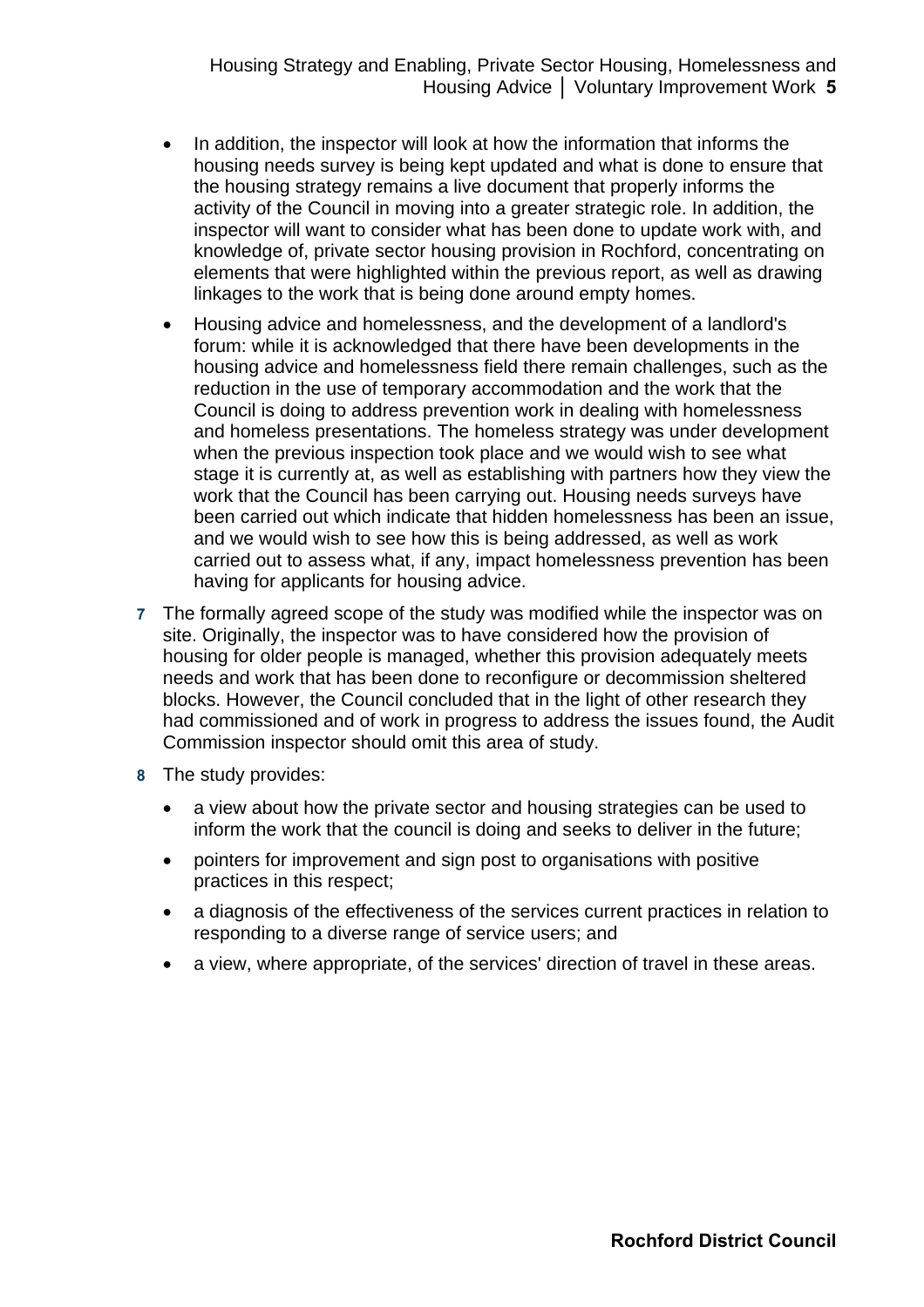- In addition, the inspector will look at how the information that informs the housing needs survey is being kept updated and what is done to ensure that the housing strategy remains a live document that properly informs the activity of the Council in moving into a greater strategic role. In addition, the inspector will want to consider what has been done to update work with, and knowledge of, private sector housing provision in Rochford, concentrating on elements that were highlighted within the previous report, as well as drawing linkages to the work that is being done around empty homes.
- Housing advice and homelessness, and the development of a landlord's forum: while it is acknowledged that there have been developments in the housing advice and homelessness field there remain challenges, such as the reduction in the use of temporary accommodation and the work that the Council is doing to address prevention work in dealing with homelessness and homeless presentations. The homeless strategy was under development when the previous inspection took place and we would wish to see what stage it is currently at, as well as establishing with partners how they view the work that the Council has been carrying out. Housing needs surveys have been carried out which indicate that hidden homelessness has been an issue, and we would wish to see how this is being addressed, as well as work carried out to assess what, if any, impact homelessness prevention has been having for applicants for housing advice.

**7** The formally agreed scope of the study was modified while the inspector was on site. Originally, the inspector was to have considered how the provision of housing for older people is managed, whether this provision adequately meets needs and work that has been done to reconfigure or decommission sheltered blocks. However, the Council concluded that in the light of other research they had commissioned and of work in progress to address the issues found, the Audit Commission inspector should omit this area of study.

**8** The study provides:

- a view about how the private sector and housing strategies can be used to inform the work that the council is doing and seeks to deliver in the future;
- pointers for improvement and sign post to organisations with positive practices in this respect;
- a diagnosis of the effectiveness of the services current practices in relation to responding to a diverse range of service users; and
- a view, where appropriate, of the services' direction of travel in these areas.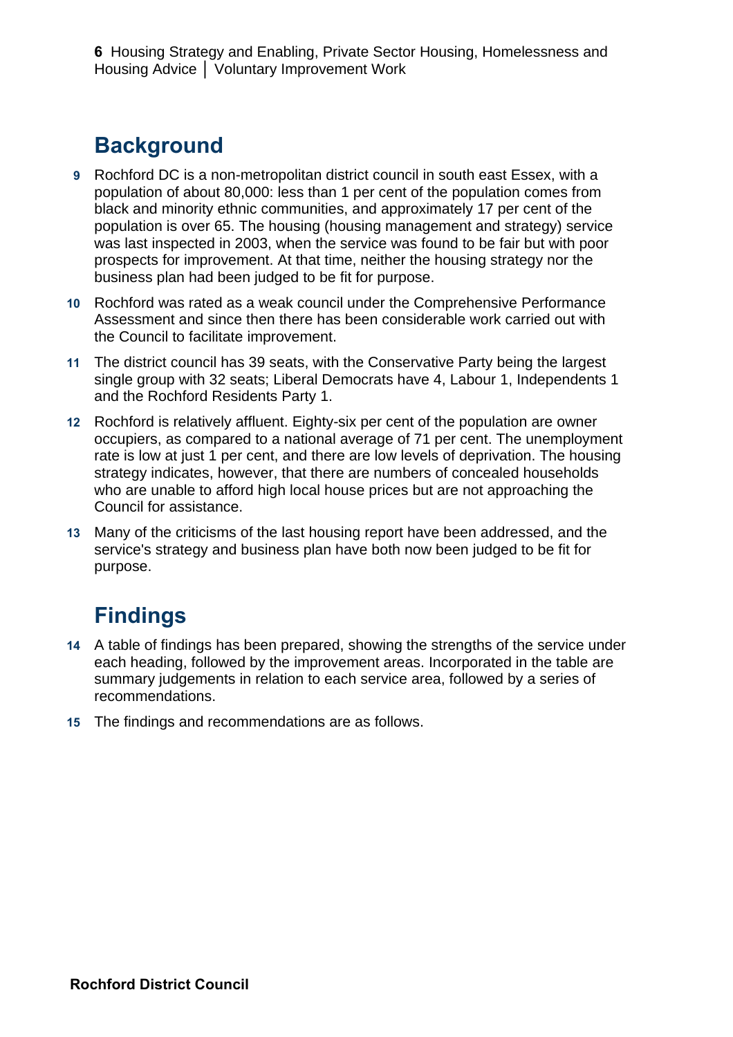## Background

9 Rochford DC is a non-metropolitan district council in south east Essex, with a population of about 80,000: less than 1 per cent of the population comes from black and minority ethnic communities, and approximately 17 per cent of the population is over 65. The housing (housing management and strategy) service was last inspected in 2003, when the service was found to be fair but with poor prospects for improvement. At that time, neither the housing strategy nor the business plan had been judged to be fit for purpose.

10 Rochford was rated as a weak council under the Comprehensive Performance Assessment and since then there has been considerable work carried out with the Council to facilitate improvement.

11 The district council has 39 seats, with the Conservative Party being the largest single group with 32 seats; Liberal Democrats have 4, Labour 1, Independents 1 and the Rochford Residents Party 1.

12 Rochford is relatively affluent. Eighty-six per cent of the population are owner occupiers, as compared to a national average of 71 per cent. The unemployment rate is low at just 1 per cent, and there are low levels of deprivation. The housing strategy indicates, however, that there are numbers of concealed households who are unable to afford high local house prices but are not approaching the Council for assistance.

13 Many of the criticisms of the last housing report have been addressed, and the service's strategy and business plan have both now been judged to be fit for purpose.

## Findings

14 A table of findings has been prepared, showing the strengths of the service under each heading, followed by the improvement areas. Incorporated in the table are summary judgements in relation to each service area, followed by a series of recommendations.

15 The findings and recommendations are as follows.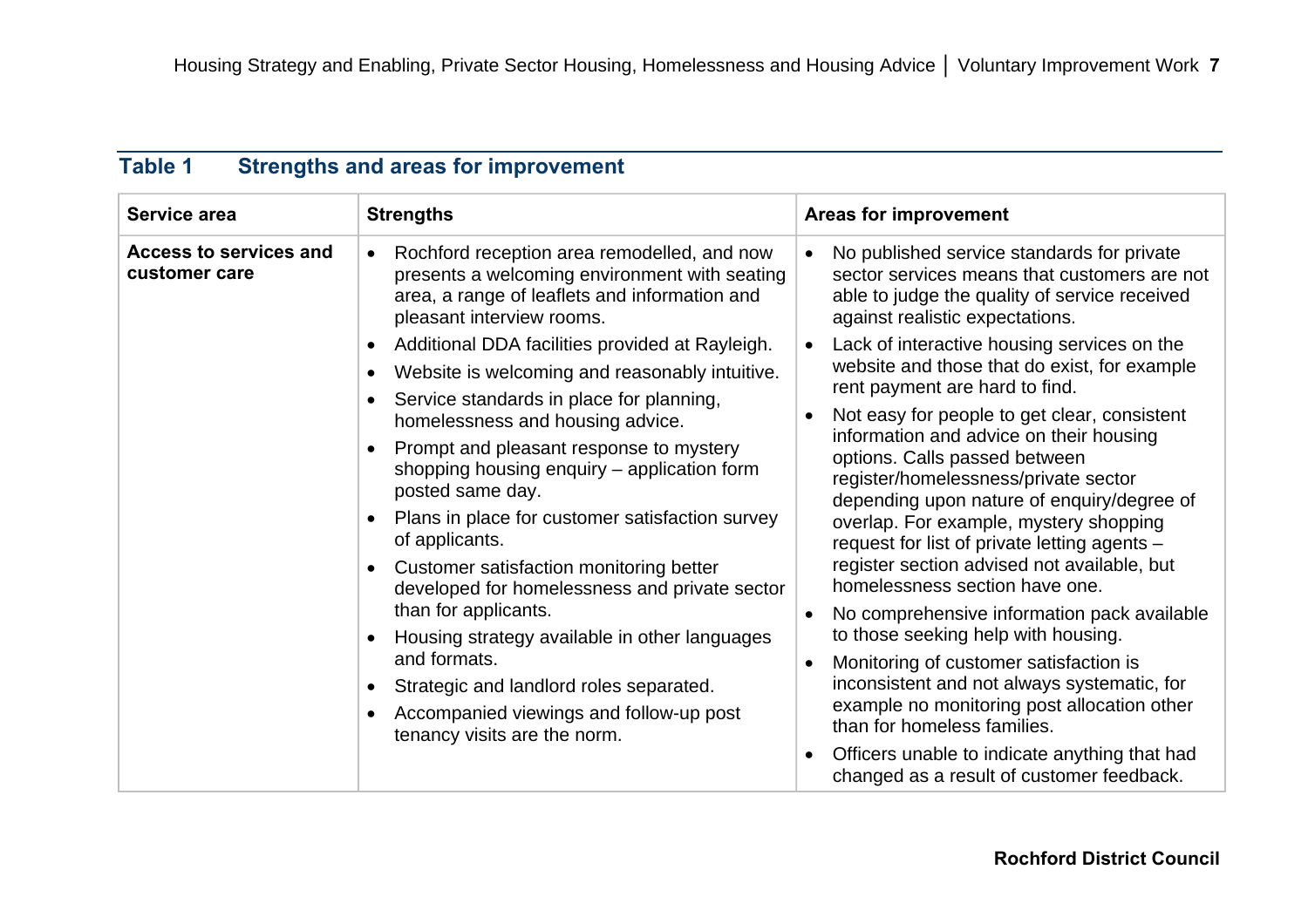## Table 1 Strengths and areas for improvement

| Service area | Strengths | Areas for improvement |
|---|---|---|
| **Access to services and customer care** | • Rochford reception area remodelled, and now presents a welcoming environment with seating area, a range of leaflets and information and pleasant interview rooms.<br>• Additional DDA facilities provided at Rayleigh.<br>• Website is welcoming and reasonably intuitive.<br>• Service standards in place for planning, homelessness and housing advice.<br>• Prompt and pleasant response to mystery shopping housing enquiry – application form posted same day.<br>• Plans in place for customer satisfaction survey of applicants.<br>• Customer satisfaction monitoring better developed for homelessness and private sector than for applicants.<br>• Housing strategy available in other languages and formats.<br>• Strategic and landlord roles separated.<br>• Accompanied viewings and follow-up post tenancy visits are the norm. | • No published service standards for private sector services means that customers are not able to judge the quality of service received against realistic expectations.<br>• Lack of interactive housing services on the website and those that do exist, for example rent payment are hard to find.<br>• Not easy for people to get clear, consistent information and advice on their housing options. Calls passed between register/homelessness/private sector depending upon nature of enquiry/degree of overlap. For example, mystery shopping request for list of private letting agents – register section advised not available, but homelessness section have one.<br>• No comprehensive information pack available to those seeking help with housing.<br>• Monitoring of customer satisfaction is inconsistent and not always systematic, for example no monitoring post allocation other than for homeless families.<br>• Officers unable to indicate anything that had changed as a result of customer feedback. |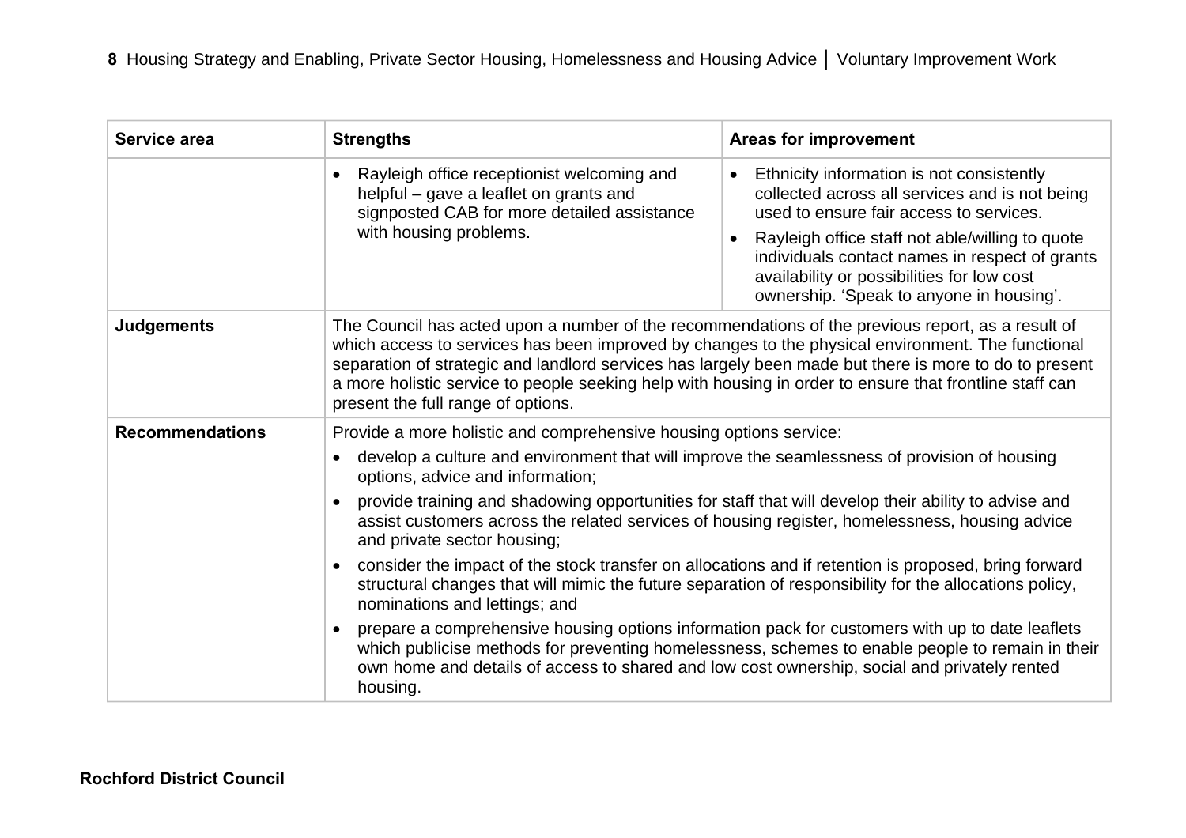| Service area | Strengths | Areas for improvement |
| --- | --- | --- |
| | • Rayleigh office receptionist welcoming and helpful – gave a leaflet on grants and signposted CAB for more detailed assistance with housing problems. | • Ethnicity information is not consistently collected across all services and is not being used to ensure fair access to services.<br>• Rayleigh office staff not able/willing to quote individuals contact names in respect of grants availability or possibilities for low cost ownership. 'Speak to anyone in housing'. |
| **Judgements** | The Council has acted upon a number of the recommendations of the previous report, as a result of which access to services has been improved by changes to the physical environment. The functional separation of strategic and landlord services has largely been made but there is more to do to present a more holistic service to people seeking help with housing in order to ensure that frontline staff can present the full range of options. | |
| **Recommendations** | Provide a more holistic and comprehensive housing options service:<br>• develop a culture and environment that will improve the seamlessness of provision of housing options, advice and information;<br>• provide training and shadowing opportunities for staff that will develop their ability to advise and assist customers across the related services of housing register, homelessness, housing advice and private sector housing;<br>• consider the impact of the stock transfer on allocations and if retention is proposed, bring forward structural changes that will mimic the future separation of responsibility for the allocations policy, nominations and lettings; and<br>• prepare a comprehensive housing options information pack for customers with up to date leaflets which publicise methods for preventing homelessness, schemes to enable people to remain in their own home and details of access to shared and low cost ownership, social and privately rented housing. | |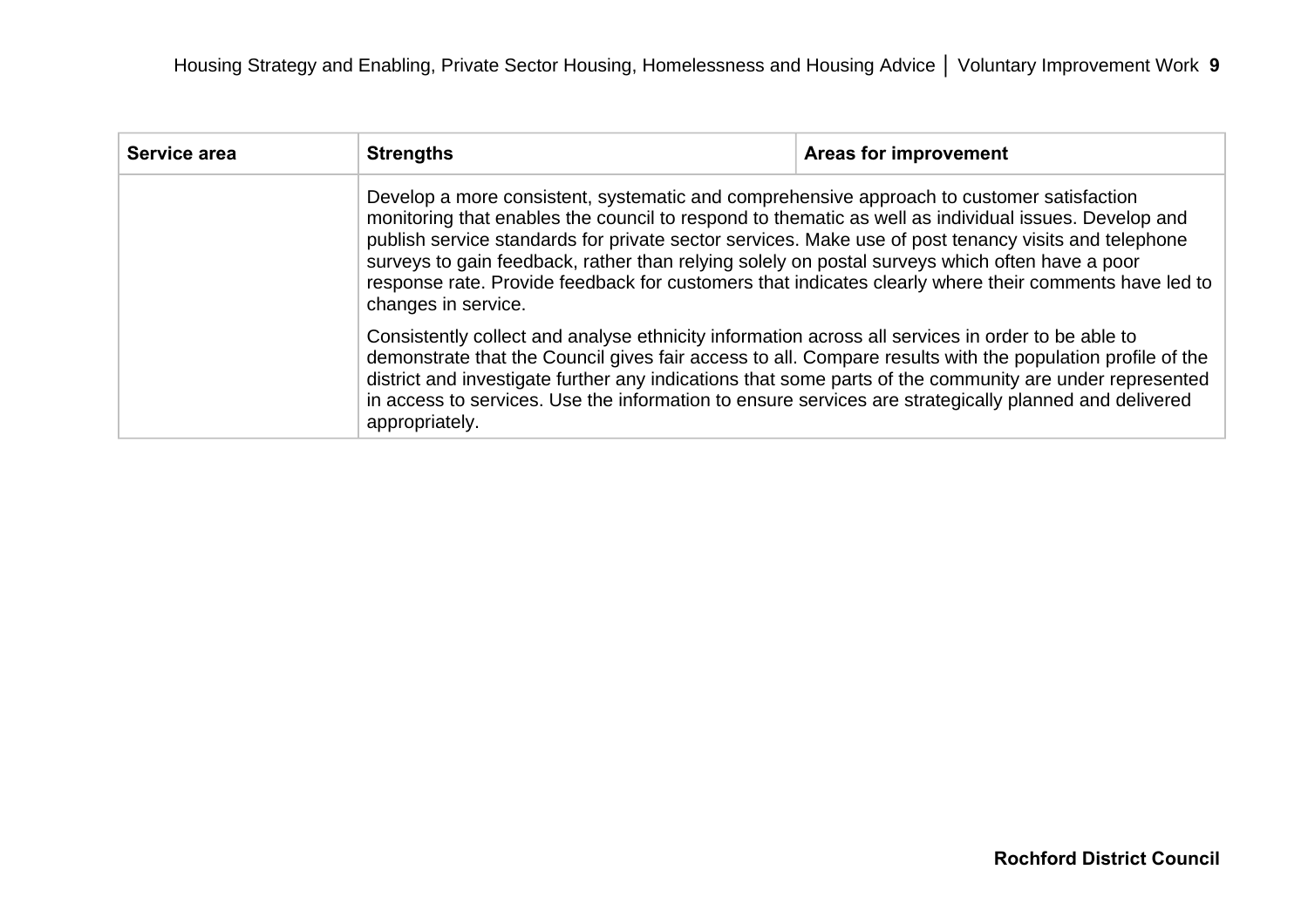| Service area | Strengths | Areas for improvement |
| --- | --- | --- |
| | Develop a more consistent, systematic and comprehensive approach to customer satisfaction monitoring that enables the council to respond to thematic as well as individual issues. Develop and publish service standards for private sector services. Make use of post tenancy visits and telephone surveys to gain feedback, rather than relying solely on postal surveys which often have a poor response rate. Provide feedback for customers that indicates clearly where their comments have led to changes in service.<br><br>Consistently collect and analyse ethnicity information across all services in order to be able to demonstrate that the Council gives fair access to all. Compare results with the population profile of the district and investigate further any indications that some parts of the community are under represented in access to services. Use the information to ensure services are strategically planned and delivered appropriately. | |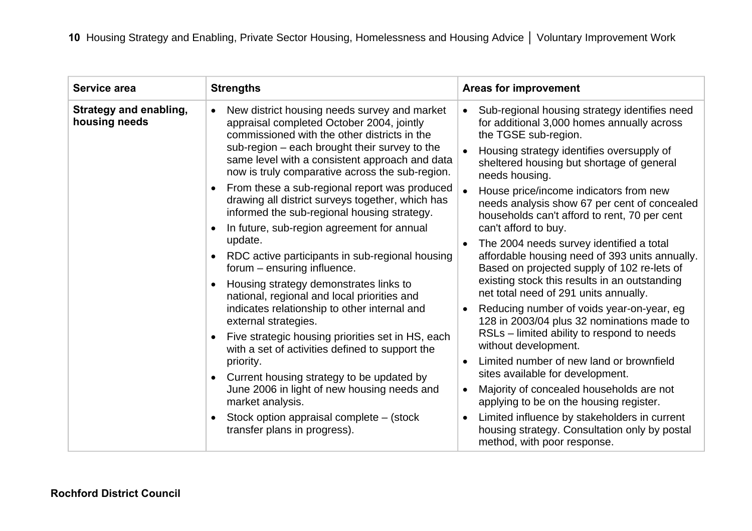| Service area | Strengths | Areas for improvement |
|---|---|---|
| **Strategy and enabling, housing needs** | • New district housing needs survey and market appraisal completed October 2004, jointly commissioned with the other districts in the sub-region – each brought their survey to the same level with a consistent approach and data now is truly comparative across the sub-region.<br>• From these a sub-regional report was produced drawing all district surveys together, which has informed the sub-regional housing strategy.<br>• In future, sub-region agreement for annual update.<br>• RDC active participants in sub-regional housing forum – ensuring influence.<br>• Housing strategy demonstrates links to national, regional and local priorities and indicates relationship to other internal and external strategies.<br>• Five strategic housing priorities set in HS, each with a set of activities defined to support the priority.<br>• Current housing strategy to be updated by June 2006 in light of new housing needs and market analysis.<br>• Stock option appraisal complete – (stock transfer plans in progress). | • Sub-regional housing strategy identifies need for additional 3,000 homes annually across the TGSE sub-region.<br>• Housing strategy identifies oversupply of sheltered housing but shortage of general needs housing.<br>• House price/income indicators from new needs analysis show 67 per cent of concealed households can't afford to rent, 70 per cent can't afford to buy.<br>• The 2004 needs survey identified a total affordable housing need of 393 units annually. Based on projected supply of 102 re-lets of existing stock this results in an outstanding net total need of 291 units annually.<br>• Reducing number of voids year-on-year, eg 128 in 2003/04 plus 32 nominations made to RSLs – limited ability to respond to needs without development.<br>• Limited number of new land or brownfield sites available for development.<br>• Majority of concealed households are not applying to be on the housing register.<br>• Limited influence by stakeholders in current housing strategy. Consultation only by postal method, with poor response. |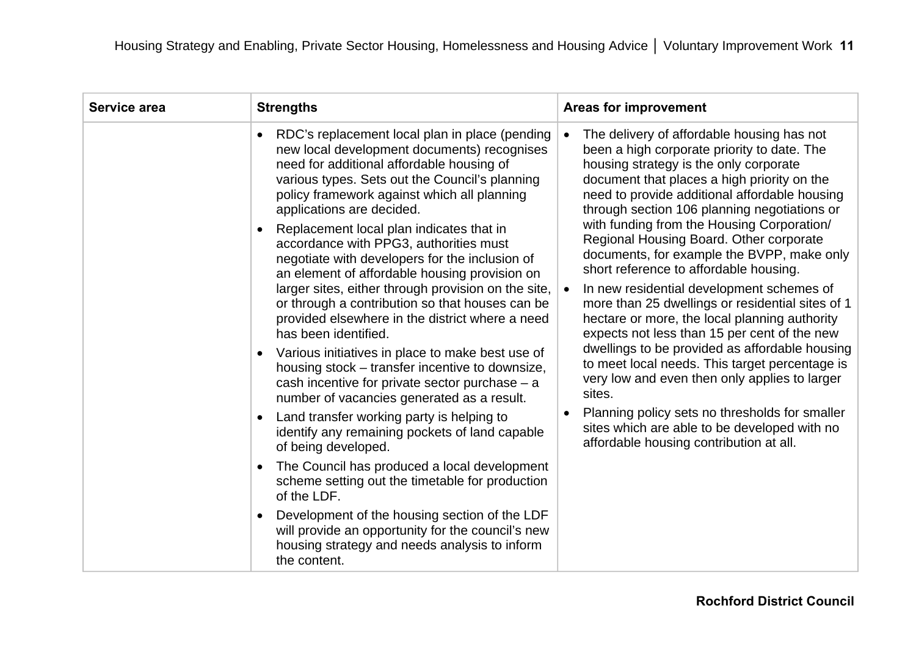| Service area | Strengths | Areas for improvement |
|---|---|---|
| | • RDC's replacement local plan in place (pending new local development documents) recognises need for additional affordable housing of various types. Sets out the Council's planning policy framework against which all planning applications are decided.<br>• Replacement local plan indicates that in accordance with PPG3, authorities must negotiate with developers for the inclusion of an element of affordable housing provision on larger sites, either through provision on the site, or through a contribution so that houses can be provided elsewhere in the district where a need has been identified.<br>• Various initiatives in place to make best use of housing stock – transfer incentive to downsize, cash incentive for private sector purchase – a number of vacancies generated as a result.<br>• Land transfer working party is helping to identify any remaining pockets of land capable of being developed.<br>• The Council has produced a local development scheme setting out the timetable for production of the LDF.<br>• Development of the housing section of the LDF will provide an opportunity for the council's new housing strategy and needs analysis to inform the content. | • The delivery of affordable housing has not been a high corporate priority to date. The housing strategy is the only corporate document that places a high priority on the need to provide additional affordable housing through section 106 planning negotiations or with funding from the Housing Corporation/ Regional Housing Board. Other corporate documents, for example the BVPP, make only short reference to affordable housing.<br>• In new residential development schemes of more than 25 dwellings or residential sites of 1 hectare or more, the local planning authority expects not less than 15 per cent of the new dwellings to be provided as affordable housing to meet local needs. This target percentage is very low and even then only applies to larger sites.<br>• Planning policy sets no thresholds for smaller sites which are able to be developed with no affordable housing contribution at all. |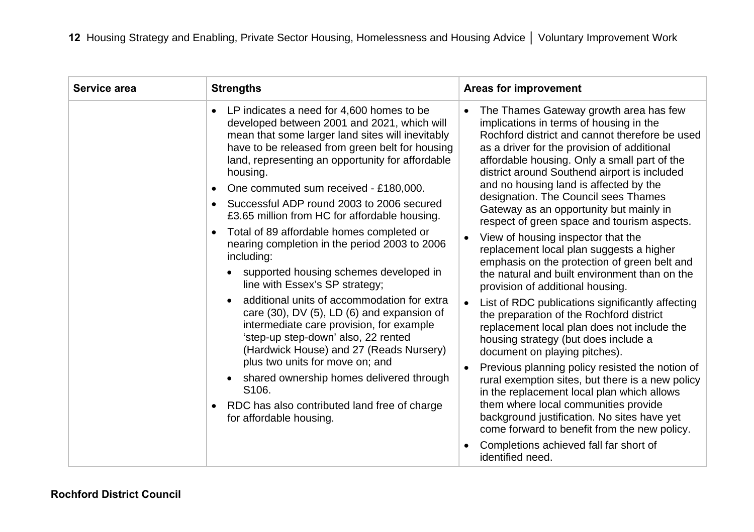| Service area | Strengths | Areas for improvement |
|---|---|---|
| | • LP indicates a need for 4,600 homes to be developed between 2001 and 2021, which will mean that some larger land sites will inevitably have to be released from green belt for housing land, representing an opportunity for affordable housing.<br>• One commuted sum received - £180,000.<br>• Successful ADP round 2003 to 2006 secured £3.65 million from HC for affordable housing.<br>• Total of 89 affordable homes completed or nearing completion in the period 2003 to 2006 including:<br>&nbsp;&nbsp;• supported housing schemes developed in line with Essex's SP strategy;<br>&nbsp;&nbsp;• additional units of accommodation for extra care (30), DV (5), LD (6) and expansion of intermediate care provision, for example 'step-up step-down' also, 22 rented (Hardwick House) and 27 (Reads Nursery) plus two units for move on; and<br>&nbsp;&nbsp;• shared ownership homes delivered through S106.<br>• RDC has also contributed land free of charge for affordable housing. | • The Thames Gateway growth area has few implications in terms of housing in the Rochford district and cannot therefore be used as a driver for the provision of additional affordable housing. Only a small part of the district around Southend airport is included and no housing land is affected by the designation. The Council sees Thames Gateway as an opportunity but mainly in respect of green space and tourism aspects.<br>• View of housing inspector that the replacement local plan suggests a higher emphasis on the protection of green belt and the natural and built environment than on the provision of additional housing.<br>• List of RDC publications significantly affecting the preparation of the Rochford district replacement local plan does not include the housing strategy (but does include a document on playing pitches).<br>• Previous planning policy resisted the notion of rural exemption sites, but there is a new policy in the replacement local plan which allows them where local communities provide background justification. No sites have yet come forward to benefit from the new policy.<br>• Completions achieved fall far short of identified need. |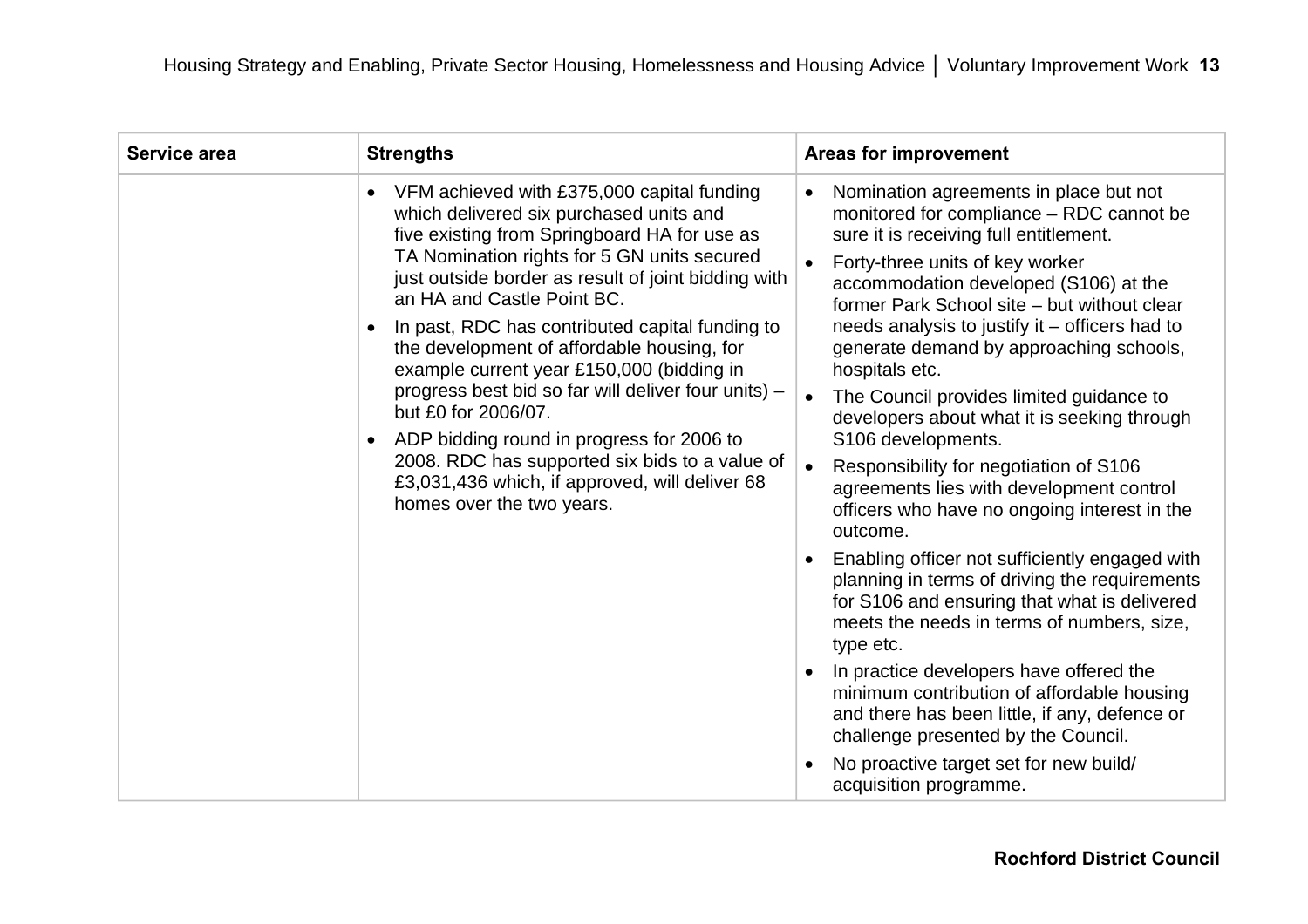| Service area | Strengths | Areas for improvement |
|---|---|---|
| | • VFM achieved with £375,000 capital funding which delivered six purchased units and five existing from Springboard HA for use as TA Nomination rights for 5 GN units secured just outside border as result of joint bidding with an HA and Castle Point BC.<br>• In past, RDC has contributed capital funding to the development of affordable housing, for example current year £150,000 (bidding in progress best bid so far will deliver four units) – but £0 for 2006/07.<br>• ADP bidding round in progress for 2006 to 2008. RDC has supported six bids to a value of £3,031,436 which, if approved, will deliver 68 homes over the two years. | • Nomination agreements in place but not monitored for compliance – RDC cannot be sure it is receiving full entitlement.<br>• Forty-three units of key worker accommodation developed (S106) at the former Park School site – but without clear needs analysis to justify it – officers had to generate demand by approaching schools, hospitals etc.<br>• The Council provides limited guidance to developers about what it is seeking through S106 developments.<br>• Responsibility for negotiation of S106 agreements lies with development control officers who have no ongoing interest in the outcome.<br>• Enabling officer not sufficiently engaged with planning in terms of driving the requirements for S106 and ensuring that what is delivered meets the needs in terms of numbers, size, type etc.<br>• In practice developers have offered the minimum contribution of affordable housing and there has been little, if any, defence or challenge presented by the Council.<br>• No proactive target set for new build/ acquisition programme. |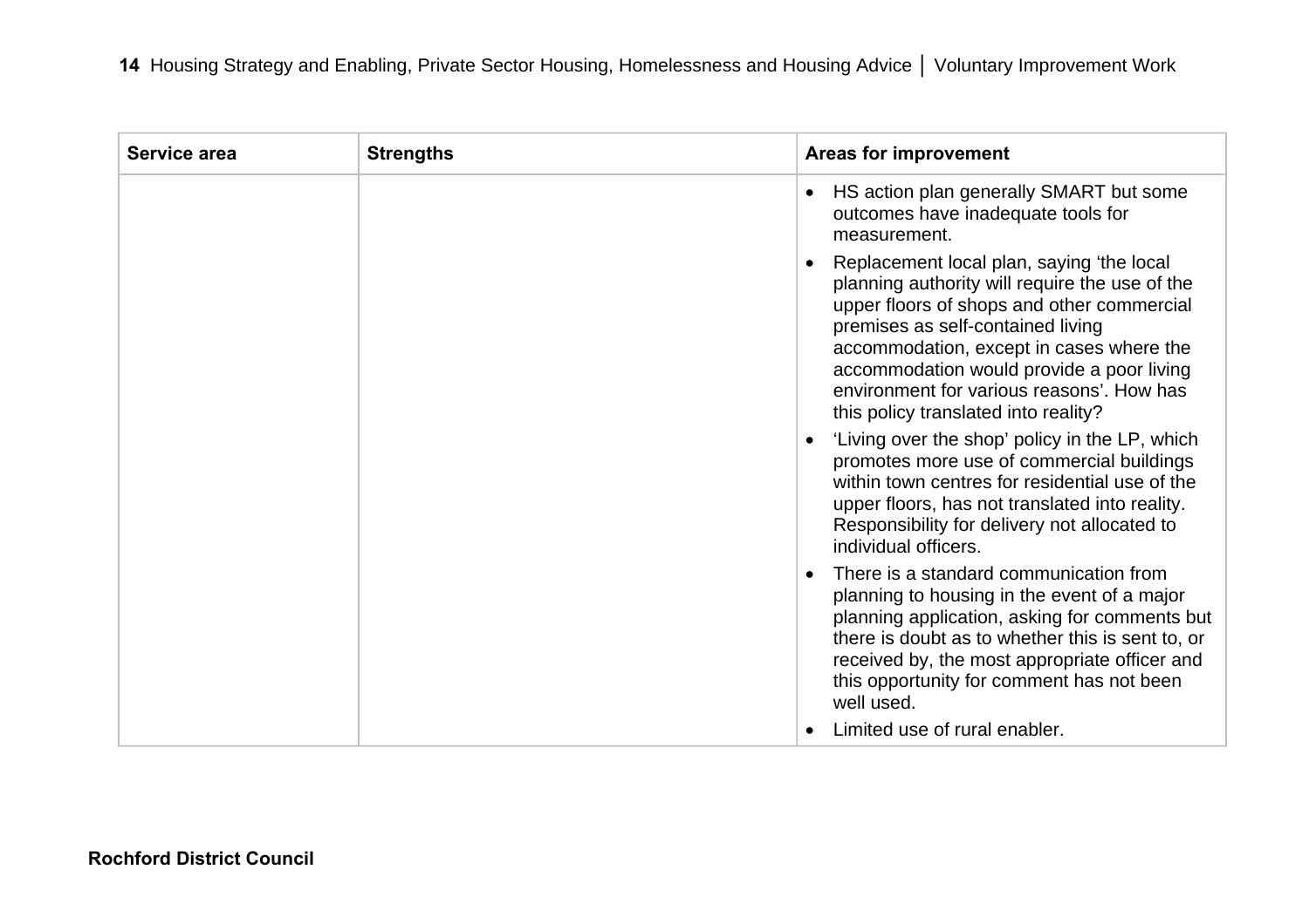| Service area | Strengths | Areas for improvement |
|---|---|---|
| | | • HS action plan generally SMART but some outcomes have inadequate tools for measurement.<br>• Replacement local plan, saying ‘the local planning authority will require the use of the upper floors of shops and other commercial premises as self-contained living accommodation, except in cases where the accommodation would provide a poor living environment for various reasons’. How has this policy translated into reality?<br>• ‘Living over the shop’ policy in the LP, which promotes more use of commercial buildings within town centres for residential use of the upper floors, has not translated into reality. Responsibility for delivery not allocated to individual officers.<br>• There is a standard communication from planning to housing in the event of a major planning application, asking for comments but there is doubt as to whether this is sent to, or received by, the most appropriate officer and this opportunity for comment has not been well used.<br>• Limited use of rural enabler. |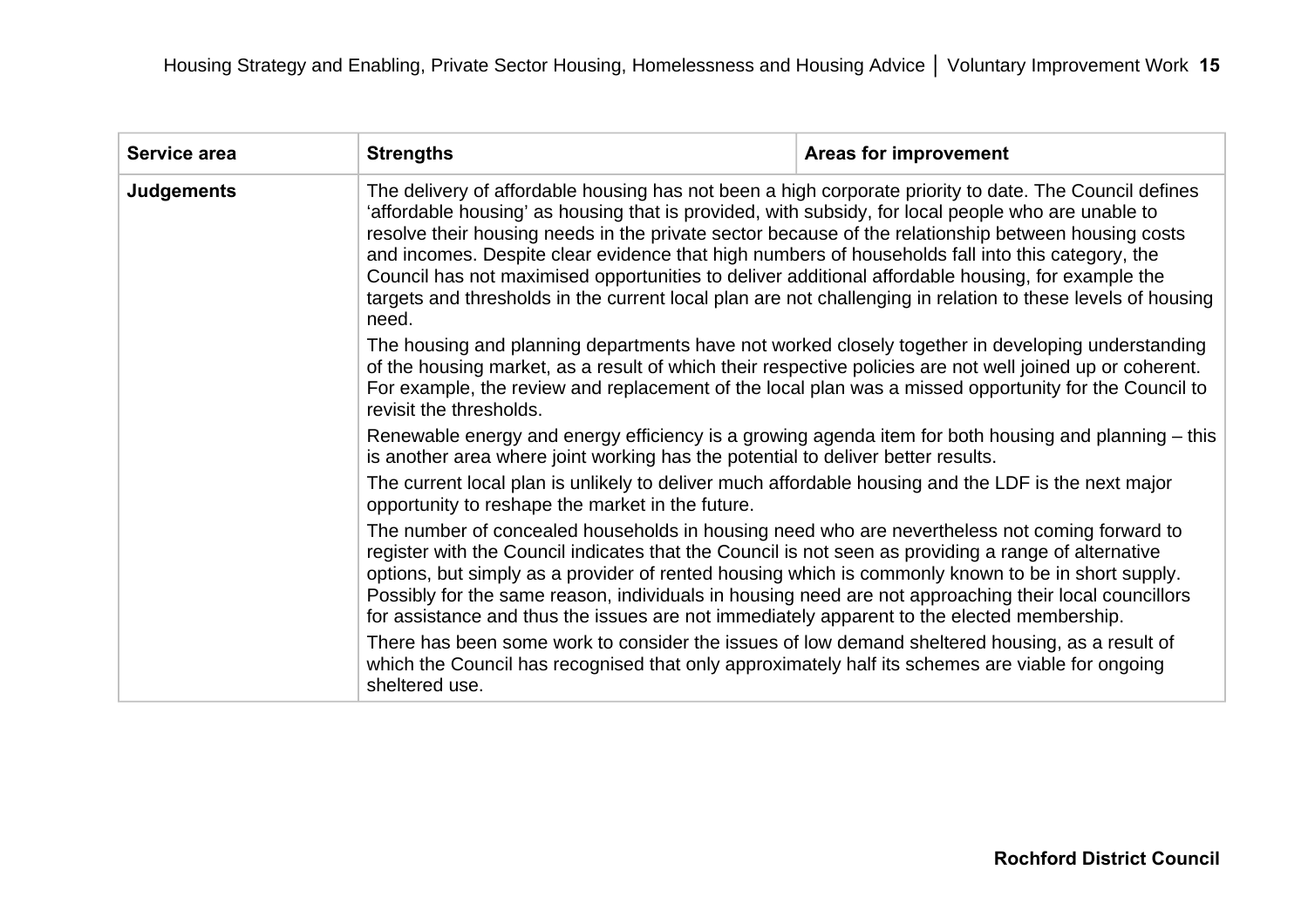| Service area | Strengths | Areas for improvement |
|---|---|---|
| **Judgements** | The delivery of affordable housing has not been a high corporate priority to date. The Council defines 'affordable housing' as housing that is provided, with subsidy, for local people who are unable to resolve their housing needs in the private sector because of the relationship between housing costs and incomes. Despite clear evidence that high numbers of households fall into this category, the Council has not maximised opportunities to deliver additional affordable housing, for example the targets and thresholds in the current local plan are not challenging in relation to these levels of housing need.<br><br>The housing and planning departments have not worked closely together in developing understanding of the housing market, as a result of which their respective policies are not well joined up or coherent. For example, the review and replacement of the local plan was a missed opportunity for the Council to revisit the thresholds.<br><br>Renewable energy and energy efficiency is a growing agenda item for both housing and planning – this is another area where joint working has the potential to deliver better results.<br><br>The current local plan is unlikely to deliver much affordable housing and the LDF is the next major opportunity to reshape the market in the future.<br><br>The number of concealed households in housing need who are nevertheless not coming forward to register with the Council indicates that the Council is not seen as providing a range of alternative options, but simply as a provider of rented housing which is commonly known to be in short supply. Possibly for the same reason, individuals in housing need are not approaching their local councillors for assistance and thus the issues are not immediately apparent to the elected membership.<br><br>There has been some work to consider the issues of low demand sheltered housing, as a result of which the Council has recognised that only approximately half its schemes are viable for ongoing sheltered use. | |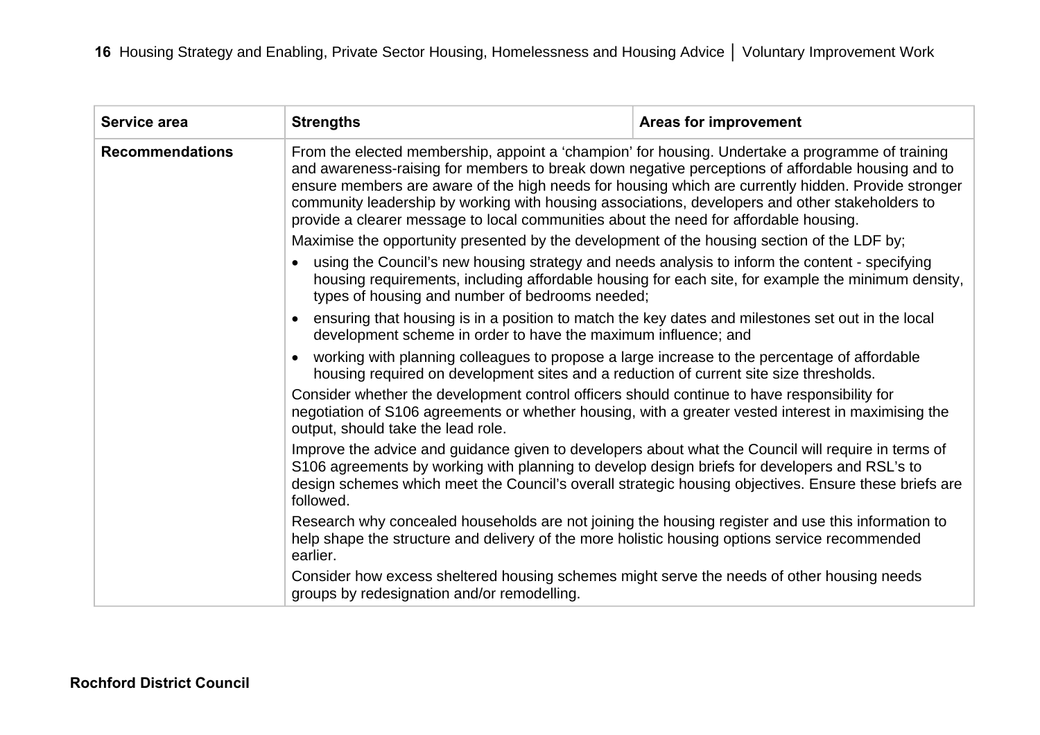| Service area | Strengths | Areas for improvement |
|---|---|---|
| **Recommendations** | From the elected membership, appoint a 'champion' for housing. Undertake a programme of training and awareness-raising for members to break down negative perceptions of affordable housing and to ensure members are aware of the high needs for housing which are currently hidden. Provide stronger community leadership by working with housing associations, developers and other stakeholders to provide a clearer message to local communities about the need for affordable housing.<br><br>Maximise the opportunity presented by the development of the housing section of the LDF by;<br><br>• using the Council's new housing strategy and needs analysis to inform the content - specifying housing requirements, including affordable housing for each site, for example the minimum density, types of housing and number of bedrooms needed;<br><br>• ensuring that housing is in a position to match the key dates and milestones set out in the local development scheme in order to have the maximum influence; and<br><br>• working with planning colleagues to propose a large increase to the percentage of affordable housing required on development sites and a reduction of current site size thresholds.<br><br>Consider whether the development control officers should continue to have responsibility for negotiation of S106 agreements or whether housing, with a greater vested interest in maximising the output, should take the lead role.<br><br>Improve the advice and guidance given to developers about what the Council will require in terms of S106 agreements by working with planning to develop design briefs for developers and RSL's to design schemes which meet the Council's overall strategic housing objectives. Ensure these briefs are followed.<br><br>Research why concealed households are not joining the housing register and use this information to help shape the structure and delivery of the more holistic housing options service recommended earlier.<br><br>Consider how excess sheltered housing schemes might serve the needs of other housing needs groups by redesignation and/or remodelling. | |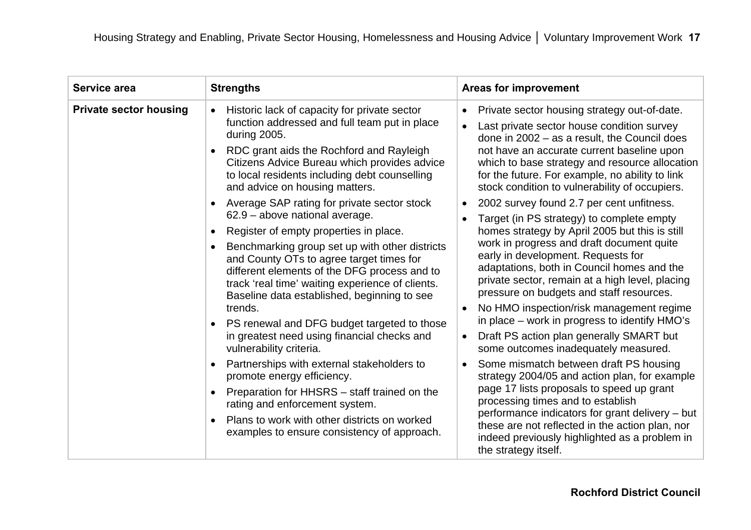| Service area | Strengths | Areas for improvement |
|---|---|---|
| **Private sector housing** | • Historic lack of capacity for private sector function addressed and full team put in place during 2005.<br>• RDC grant aids the Rochford and Rayleigh Citizens Advice Bureau which provides advice to local residents including debt counselling and advice on housing matters.<br>• Average SAP rating for private sector stock 62.9 – above national average.<br>• Register of empty properties in place.<br>• Benchmarking group set up with other districts and County OTs to agree target times for different elements of the DFG process and to track 'real time' waiting experience of clients. Baseline data established, beginning to see trends.<br>• PS renewal and DFG budget targeted to those in greatest need using financial checks and vulnerability criteria.<br>• Partnerships with external stakeholders to promote energy efficiency.<br>• Preparation for HHSRS – staff trained on the rating and enforcement system.<br>• Plans to work with other districts on worked examples to ensure consistency of approach. | • Private sector housing strategy out-of-date.<br>• Last private sector house condition survey done in 2002 – as a result, the Council does not have an accurate current baseline upon which to base strategy and resource allocation for the future. For example, no ability to link stock condition to vulnerability of occupiers.<br>• 2002 survey found 2.7 per cent unfitness.<br>• Target (in PS strategy) to complete empty homes strategy by April 2005 but this is still work in progress and draft document quite early in development. Requests for adaptations, both in Council homes and the private sector, remain at a high level, placing pressure on budgets and staff resources.<br>• No HMO inspection/risk management regime in place – work in progress to identify HMO's<br>• Draft PS action plan generally SMART but some outcomes inadequately measured.<br>• Some mismatch between draft PS housing strategy 2004/05 and action plan, for example page 17 lists proposals to speed up grant processing times and to establish performance indicators for grant delivery – but these are not reflected in the action plan, nor indeed previously highlighted as a problem in the strategy itself. |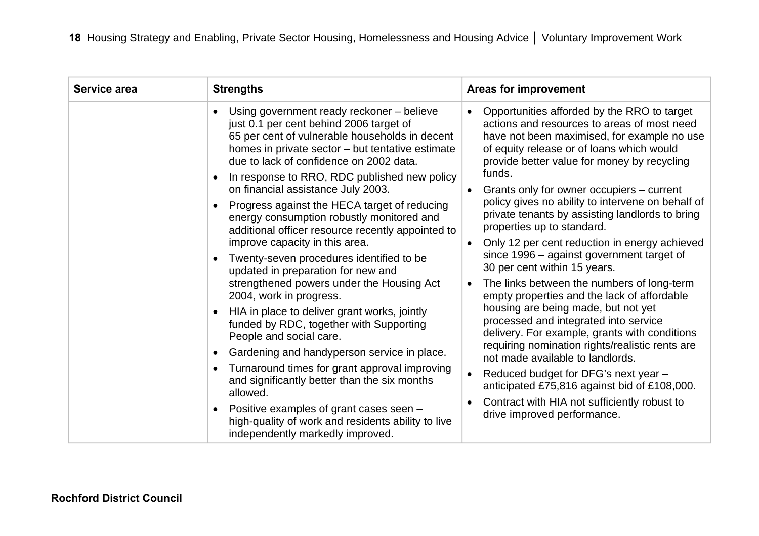| Service area | Strengths | Areas for improvement |
|---|---|---|
| | • Using government ready reckoner – believe just 0.1 per cent behind 2006 target of 65 per cent of vulnerable households in decent homes in private sector – but tentative estimate due to lack of confidence on 2002 data.<br>• In response to RRO, RDC published new policy on financial assistance July 2003.<br>• Progress against the HECA target of reducing energy consumption robustly monitored and additional officer resource recently appointed to improve capacity in this area.<br>• Twenty-seven procedures identified to be updated in preparation for new and strengthened powers under the Housing Act 2004, work in progress.<br>• HIA in place to deliver grant works, jointly funded by RDC, together with Supporting People and social care.<br>• Gardening and handyperson service in place.<br>• Turnaround times for grant approval improving and significantly better than the six months allowed.<br>• Positive examples of grant cases seen – high-quality of work and residents ability to live independently markedly improved. | • Opportunities afforded by the RRO to target actions and resources to areas of most need have not been maximised, for example no use of equity release or of loans which would provide better value for money by recycling funds.<br>• Grants only for owner occupiers – current policy gives no ability to intervene on behalf of private tenants by assisting landlords to bring properties up to standard.<br>• Only 12 per cent reduction in energy achieved since 1996 – against government target of 30 per cent within 15 years.<br>• The links between the numbers of long-term empty properties and the lack of affordable housing are being made, but not yet processed and integrated into service delivery. For example, grants with conditions requiring nomination rights/realistic rents are not made available to landlords.<br>• Reduced budget for DFG's next year – anticipated £75,816 against bid of £108,000.<br>• Contract with HIA not sufficiently robust to drive improved performance. |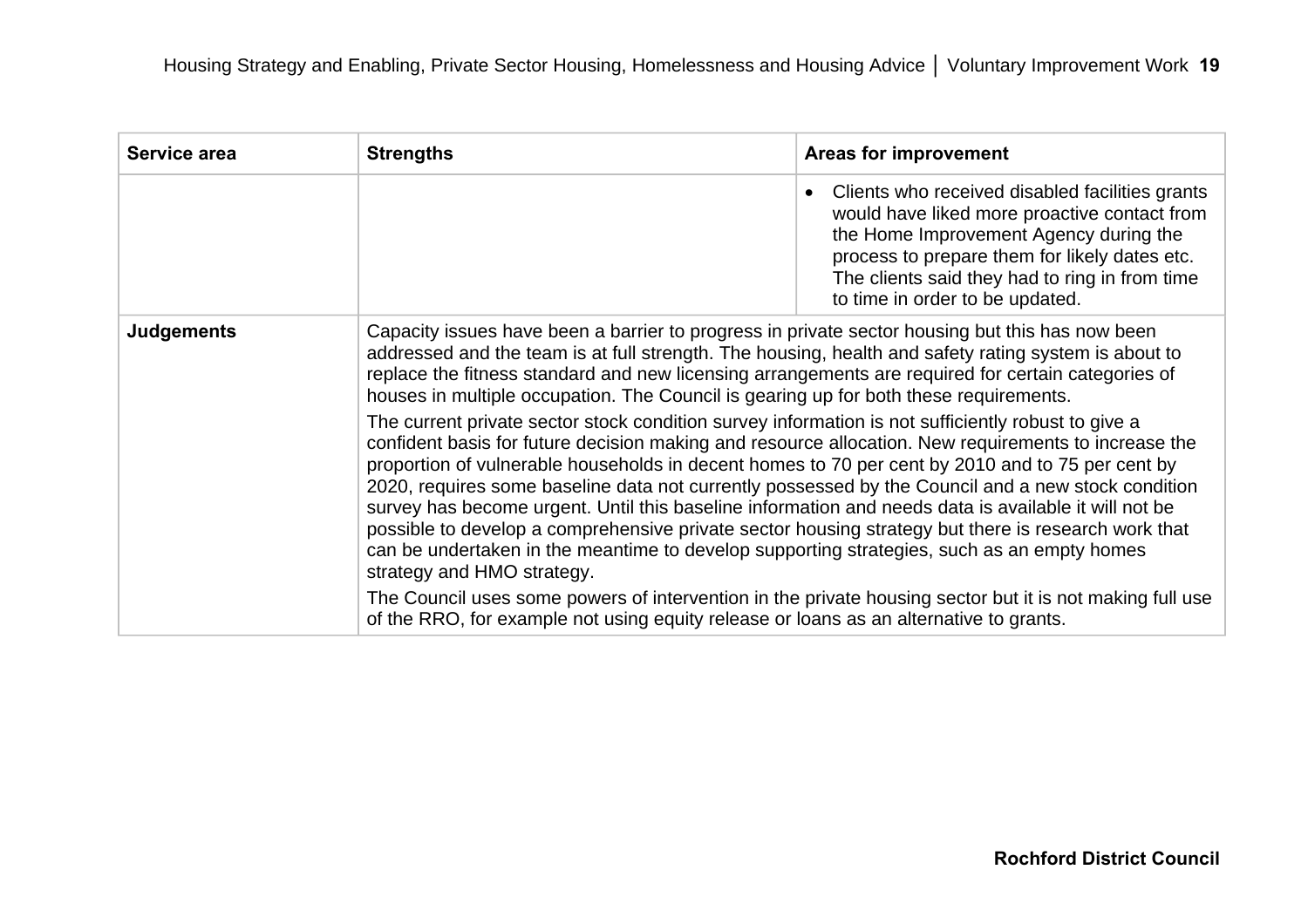| Service area | Strengths | Areas for improvement |
|---|---|---|
| | | • Clients who received disabled facilities grants would have liked more proactive contact from the Home Improvement Agency during the process to prepare them for likely dates etc. The clients said they had to ring in from time to time in order to be updated. |
| **Judgements** | Capacity issues have been a barrier to progress in private sector housing but this has now been addressed and the team is at full strength. The housing, health and safety rating system is about to replace the fitness standard and new licensing arrangements are required for certain categories of houses in multiple occupation. The Council is gearing up for both these requirements.<br><br>The current private sector stock condition survey information is not sufficiently robust to give a confident basis for future decision making and resource allocation. New requirements to increase the proportion of vulnerable households in decent homes to 70 per cent by 2010 and to 75 per cent by 2020, requires some baseline data not currently possessed by the Council and a new stock condition survey has become urgent. Until this baseline information and needs data is available it will not be possible to develop a comprehensive private sector housing strategy but there is research work that can be undertaken in the meantime to develop supporting strategies, such as an empty homes strategy and HMO strategy.<br><br>The Council uses some powers of intervention in the private housing sector but it is not making full use of the RRO, for example not using equity release or loans as an alternative to grants. | |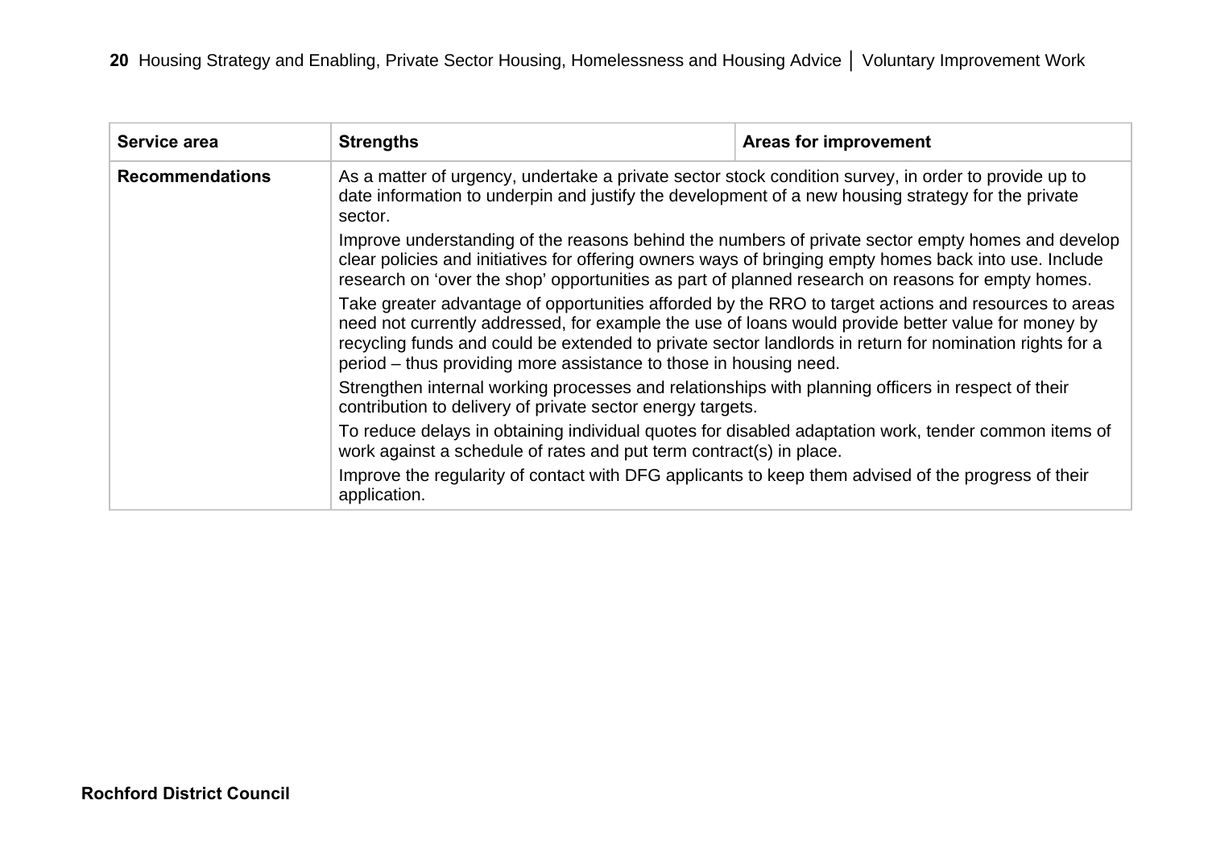| Service area | Strengths | Areas for improvement |
|---|---|---|
| **Recommendations** | As a matter of urgency, undertake a private sector stock condition survey, in order to provide up to date information to underpin and justify the development of a new housing strategy for the private sector.<br><br>Improve understanding of the reasons behind the numbers of private sector empty homes and develop clear policies and initiatives for offering owners ways of bringing empty homes back into use. Include research on 'over the shop' opportunities as part of planned research on reasons for empty homes.<br><br>Take greater advantage of opportunities afforded by the RRO to target actions and resources to areas need not currently addressed, for example the use of loans would provide better value for money by recycling funds and could be extended to private sector landlords in return for nomination rights for a period – thus providing more assistance to those in housing need.<br><br>Strengthen internal working processes and relationships with planning officers in respect of their contribution to delivery of private sector energy targets.<br><br>To reduce delays in obtaining individual quotes for disabled adaptation work, tender common items of work against a schedule of rates and put term contract(s) in place.<br><br>Improve the regularity of contact with DFG applicants to keep them advised of the progress of their application. | |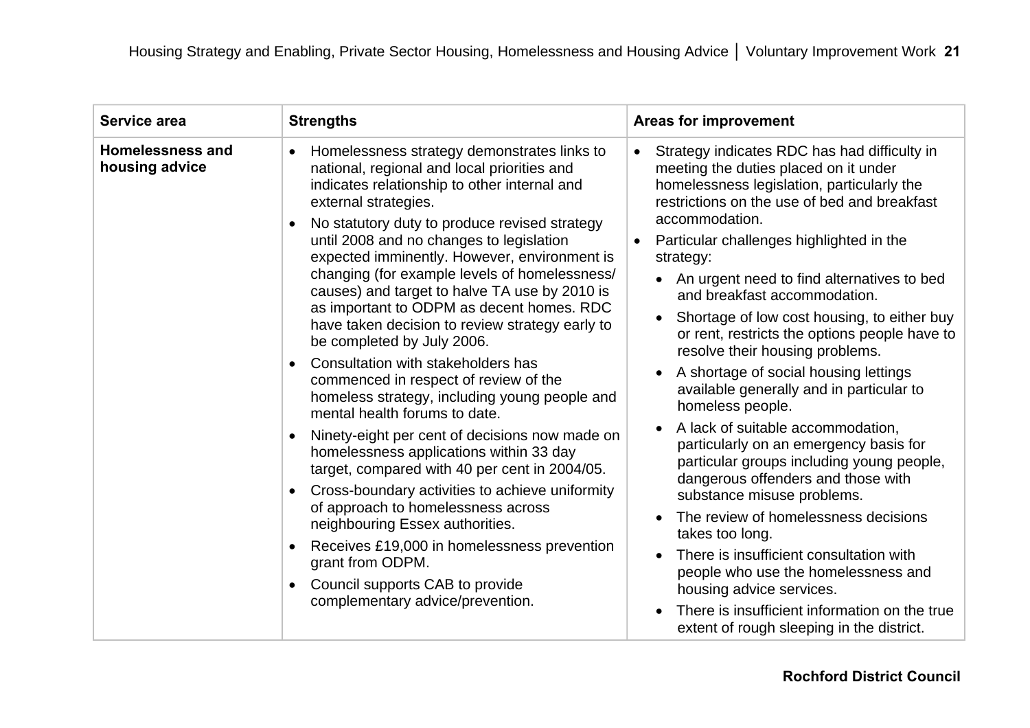| Service area | Strengths | Areas for improvement |
|---|---|---|
| **Homelessness and housing advice** | • Homelessness strategy demonstrates links to national, regional and local priorities and indicates relationship to other internal and external strategies.<br>• No statutory duty to produce revised strategy until 2008 and no changes to legislation expected imminently. However, environment is changing (for example levels of homelessness/ causes) and target to halve TA use by 2010 is as important to ODPM as decent homes. RDC have taken decision to review strategy early to be completed by July 2006.<br>• Consultation with stakeholders has commenced in respect of review of the homeless strategy, including young people and mental health forums to date.<br>• Ninety-eight per cent of decisions now made on homelessness applications within 33 day target, compared with 40 per cent in 2004/05.<br>• Cross-boundary activities to achieve uniformity of approach to homelessness across neighbouring Essex authorities.<br>• Receives £19,000 in homelessness prevention grant from ODPM.<br>• Council supports CAB to provide complementary advice/prevention. | • Strategy indicates RDC has had difficulty in meeting the duties placed on it under homelessness legislation, particularly the restrictions on the use of bed and breakfast accommodation.<br>• Particular challenges highlighted in the strategy:<br>&nbsp;&nbsp;• An urgent need to find alternatives to bed and breakfast accommodation.<br>&nbsp;&nbsp;• Shortage of low cost housing, to either buy or rent, restricts the options people have to resolve their housing problems.<br>&nbsp;&nbsp;• A shortage of social housing lettings available generally and in particular to homeless people.<br>&nbsp;&nbsp;• A lack of suitable accommodation, particularly on an emergency basis for particular groups including young people, dangerous offenders and those with substance misuse problems.<br>&nbsp;&nbsp;• The review of homelessness decisions takes too long.<br>&nbsp;&nbsp;• There is insufficient consultation with people who use the homelessness and housing advice services.<br>&nbsp;&nbsp;• There is insufficient information on the true extent of rough sleeping in the district. |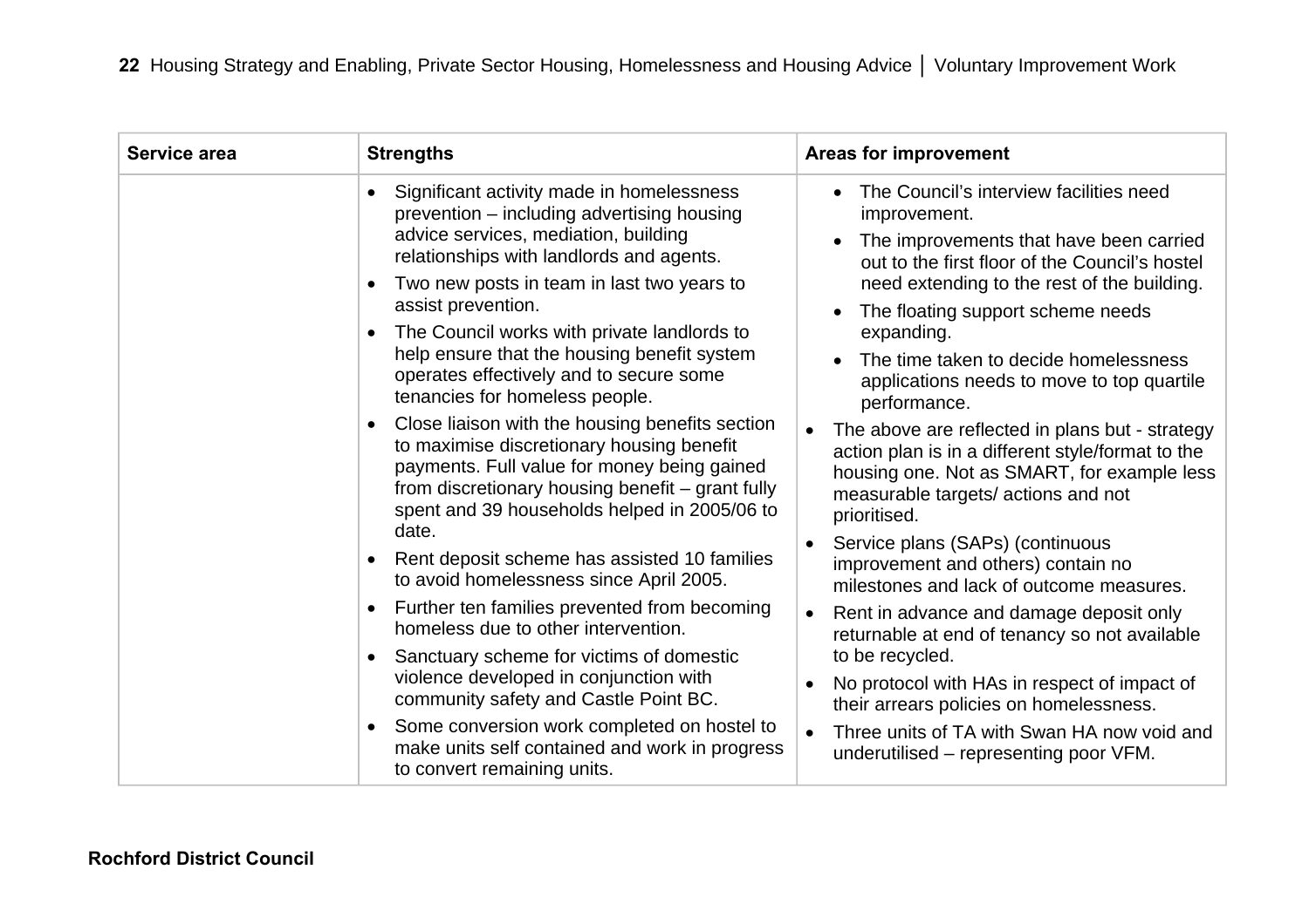| Service area | Strengths | Areas for improvement |
|---|---|---|
| | • Significant activity made in homelessness prevention – including advertising housing advice services, mediation, building relationships with landlords and agents.<br>• Two new posts in team in last two years to assist prevention.<br>• The Council works with private landlords to help ensure that the housing benefit system operates effectively and to secure some tenancies for homeless people.<br>• Close liaison with the housing benefits section to maximise discretionary housing benefit payments. Full value for money being gained from discretionary housing benefit – grant fully spent and 39 households helped in 2005/06 to date.<br>• Rent deposit scheme has assisted 10 families to avoid homelessness since April 2005.<br>• Further ten families prevented from becoming homeless due to other intervention.<br>• Sanctuary scheme for victims of domestic violence developed in conjunction with community safety and Castle Point BC.<br>• Some conversion work completed on hostel to make units self contained and work in progress to convert remaining units. | • The Council's interview facilities need improvement.<br>• The improvements that have been carried out to the first floor of the Council's hostel need extending to the rest of the building.<br>• The floating support scheme needs expanding.<br>• The time taken to decide homelessness applications needs to move to top quartile performance.<br>• The above are reflected in plans but - strategy action plan is in a different style/format to the housing one. Not as SMART, for example less measurable targets/ actions and not prioritised.<br>• Service plans (SAPs) (continuous improvement and others) contain no milestones and lack of outcome measures.<br>• Rent in advance and damage deposit only returnable at end of tenancy so not available to be recycled.<br>• No protocol with HAs in respect of impact of their arrears policies on homelessness.<br>• Three units of TA with Swan HA now void and underutilised – representing poor VFM. |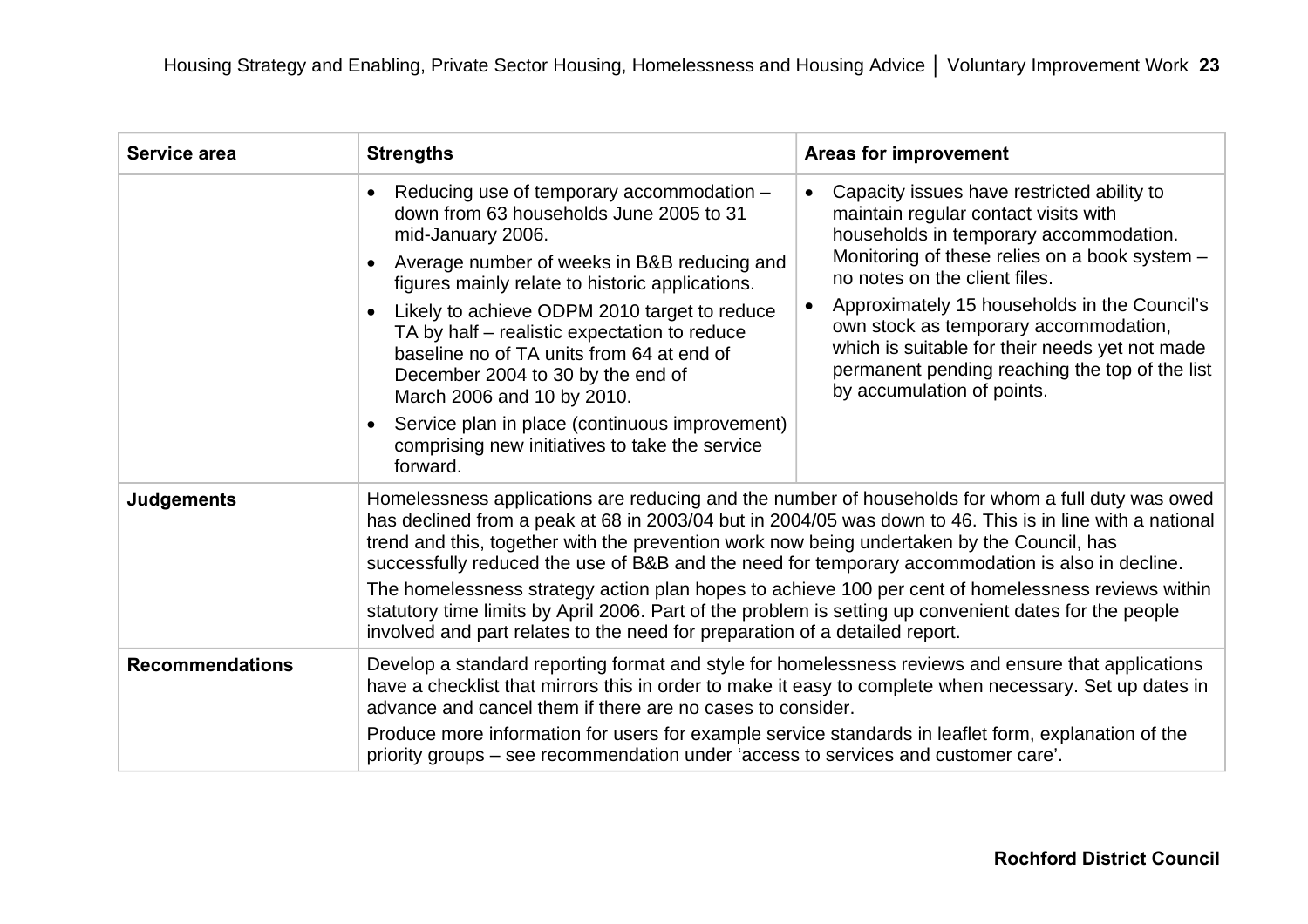| Service area | Strengths | Areas for improvement |
|---|---|---|
| | • Reducing use of temporary accommodation – down from 63 households June 2005 to 31 mid-January 2006.<br>• Average number of weeks in B&B reducing and figures mainly relate to historic applications.<br>• Likely to achieve ODPM 2010 target to reduce TA by half – realistic expectation to reduce baseline no of TA units from 64 at end of December 2004 to 30 by the end of March 2006 and 10 by 2010.<br>• Service plan in place (continuous improvement) comprising new initiatives to take the service forward. | • Capacity issues have restricted ability to maintain regular contact visits with households in temporary accommodation. Monitoring of these relies on a book system – no notes on the client files.<br>• Approximately 15 households in the Council's own stock as temporary accommodation, which is suitable for their needs yet not made permanent pending reaching the top of the list by accumulation of points. |
| **Judgements** | Homelessness applications are reducing and the number of households for whom a full duty was owed has declined from a peak at 68 in 2003/04 but in 2004/05 was down to 46. This is in line with a national trend and this, together with the prevention work now being undertaken by the Council, has successfully reduced the use of B&B and the need for temporary accommodation is also in decline.<br>The homelessness strategy action plan hopes to achieve 100 per cent of homelessness reviews within statutory time limits by April 2006. Part of the problem is setting up convenient dates for the people involved and part relates to the need for preparation of a detailed report. | |
| **Recommendations** | Develop a standard reporting format and style for homelessness reviews and ensure that applications have a checklist that mirrors this in order to make it easy to complete when necessary. Set up dates in advance and cancel them if there are no cases to consider.<br>Produce more information for users for example service standards in leaflet form, explanation of the priority groups – see recommendation under 'access to services and customer care'. | |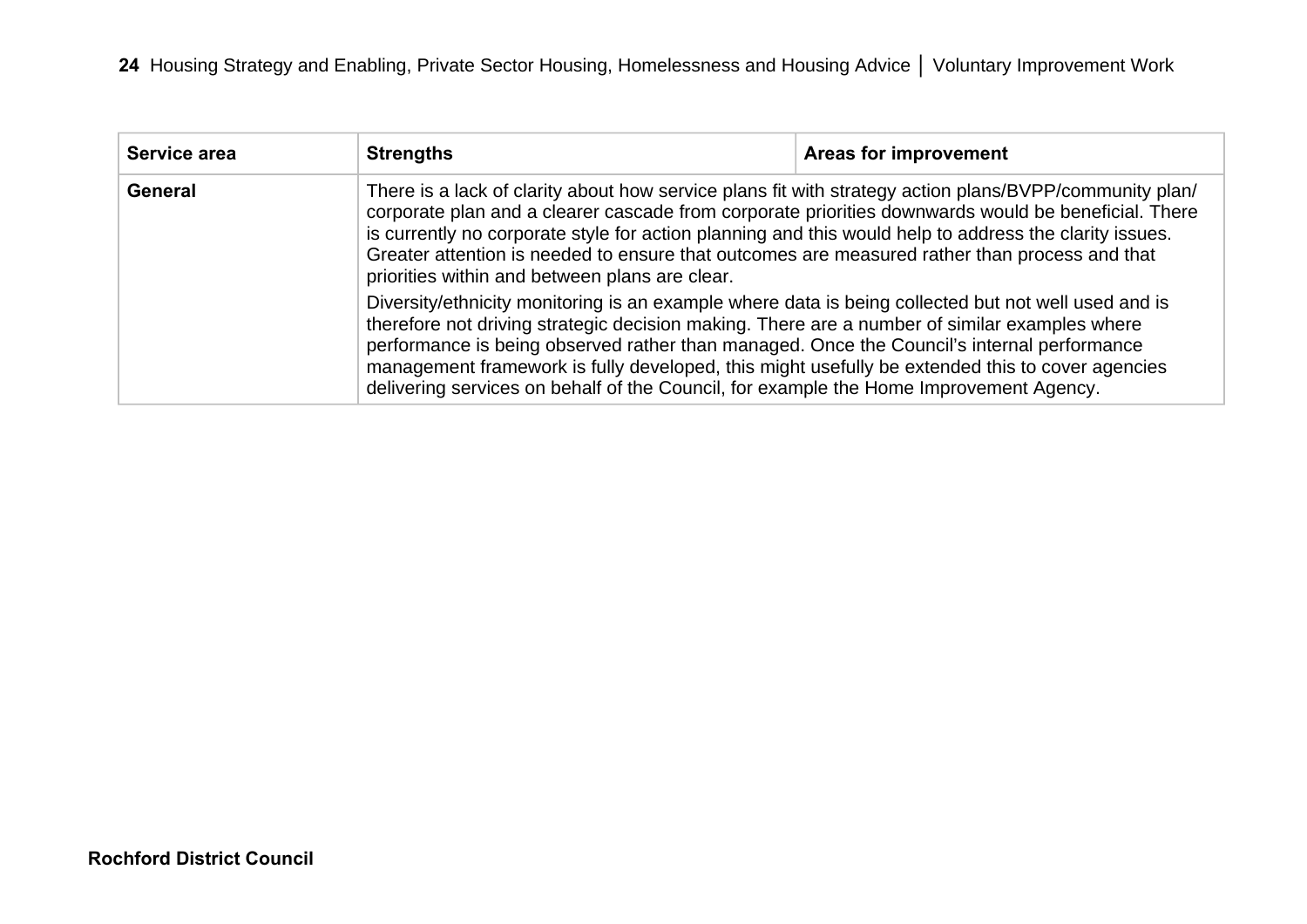| Service area | Strengths | Areas for improvement |
| --- | --- | --- |
| **General** | There is a lack of clarity about how service plans fit with strategy action plans/BVPP/community plan/ corporate plan and a clearer cascade from corporate priorities downwards would be beneficial. There is currently no corporate style for action planning and this would help to address the clarity issues. Greater attention is needed to ensure that outcomes are measured rather than process and that priorities within and between plans are clear.<br><br>Diversity/ethnicity monitoring is an example where data is being collected but not well used and is therefore not driving strategic decision making. There are a number of similar examples where performance is being observed rather than managed. Once the Council's internal performance management framework is fully developed, this might usefully be extended this to cover agencies delivering services on behalf of the Council, for example the Home Improvement Agency. | |